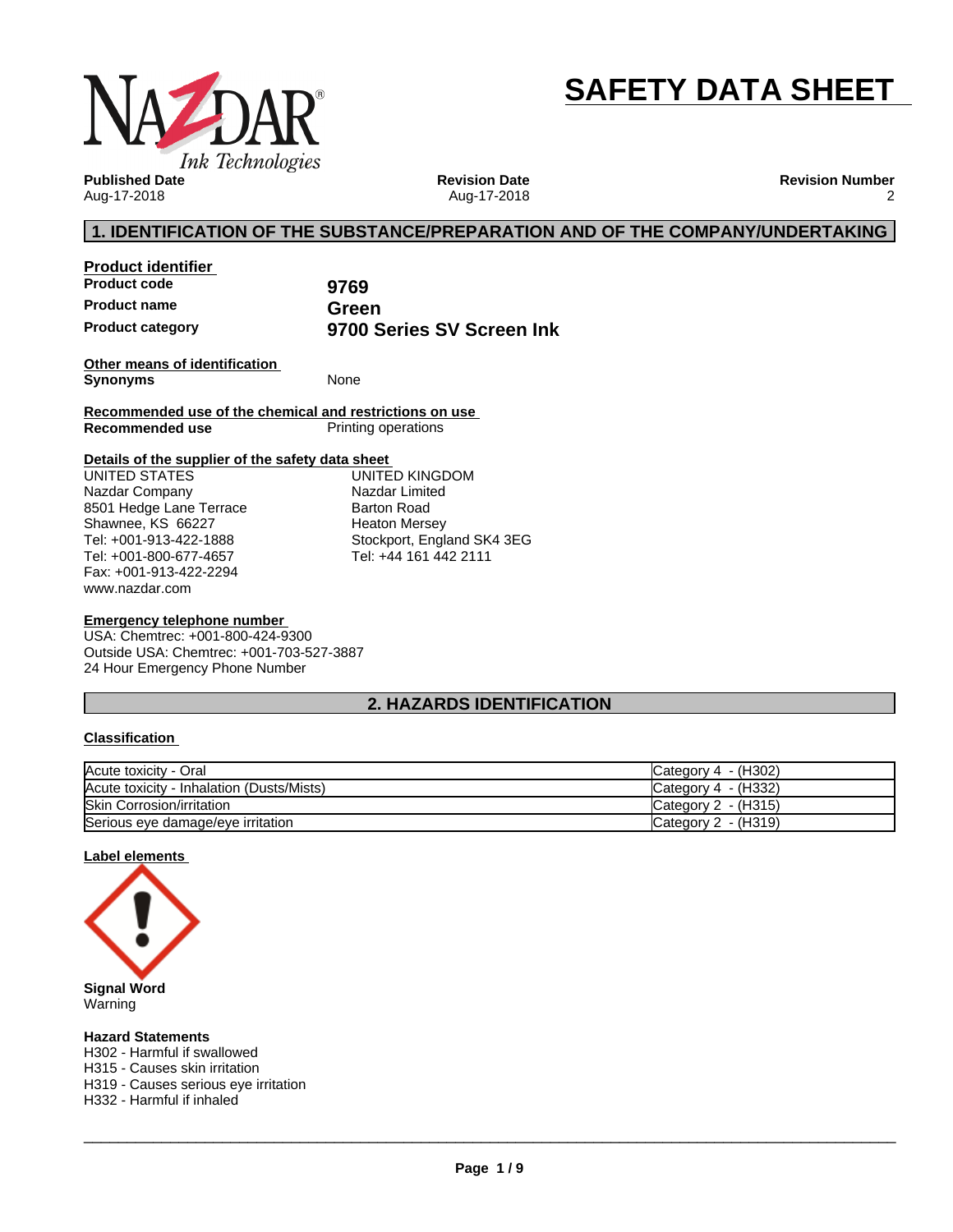# SAFETY DATA SHEET

NAZDAR® Ink Technologies

**Published Date**
Aug-17-2018

**Revision Date**
Aug-17-2018

**Revision Number**
2

## 1. IDENTIFICATION OF THE SUBSTANCE/PREPARATION AND OF THE COMPANY/UNDERTAKING

**Product identifier**

| | |
|---|---|
| **Product code** | **9769** |
| **Product name** | **Green** |
| **Product category** | **9700 Series SV Screen Ink** |

**Other means of identification**

**Synonyms** None

**Recommended use of the chemical and restrictions on use**

**Recommended use** Printing operations

**Details of the supplier of the safety data sheet**

UNITED STATES
Nazdar Company
8501 Hedge Lane Terrace
Shawnee, KS 66227
Tel: +001-913-422-1888
Tel: +001-800-677-4657
Fax: +001-913-422-2294
www.nazdar.com

UNITED KINGDOM
Nazdar Limited
Barton Road
Heaton Mersey
Stockport, England SK4 3EG
Tel: +44 161 442 2111

**Emergency telephone number**

USA: Chemtrec: +001-800-424-9300
Outside USA: Chemtrec: +001-703-527-3887
24 Hour Emergency Phone Number

## 2. HAZARDS IDENTIFICATION

**Classification**

| | |
|---|---|
| Acute toxicity - Oral | Category 4 - (H302) |
| Acute toxicity - Inhalation (Dusts/Mists) | Category 4 - (H332) |
| Skin Corrosion/irritation | Category 2 - (H315) |
| Serious eye damage/eye irritation | Category 2 - (H319) |

**Label elements**

**Signal Word**
Warning

**Hazard Statements**
H302 - Harmful if swallowed
H315 - Causes skin irritation
H319 - Causes serious eye irritation
H332 - Harmful if inhaled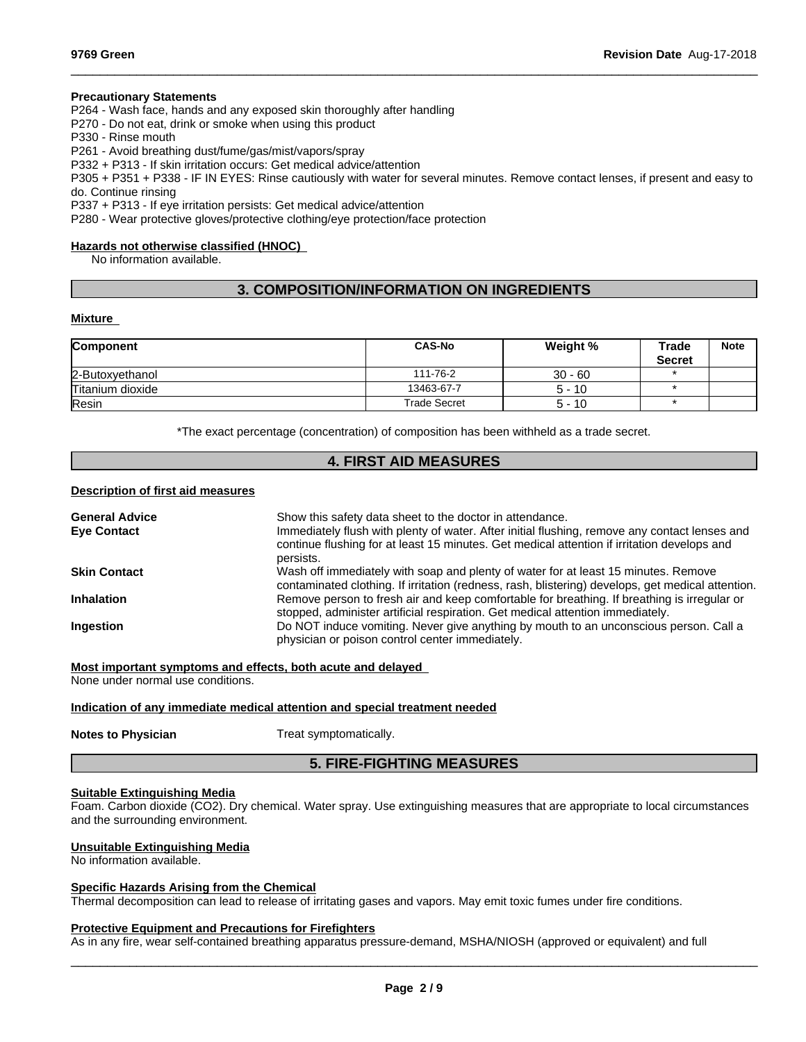#### Precautionary Statements

P264 - Wash face, hands and any exposed skin thoroughly after handling
P270 - Do not eat, drink or smoke when using this product
P330 - Rinse mouth
P261 - Avoid breathing dust/fume/gas/mist/vapors/spray
P332 + P313 - If skin irritation occurs: Get medical advice/attention
P305 + P351 + P338 - IF IN EYES: Rinse cautiously with water for several minutes. Remove contact lenses, if present and easy to do. Continue rinsing
P337 + P313 - If eye irritation persists: Get medical advice/attention
P280 - Wear protective gloves/protective clothing/eye protection/face protection

#### Hazards not otherwise classified (HNOC)

No information available.

## 3. COMPOSITION/INFORMATION ON INGREDIENTS

#### Mixture

| Component | CAS-No | Weight % | Trade Secret | Note |
|---|---|---|---|---|
| 2-Butoxyethanol | 111-76-2 | 30 - 60 | * | |
| Titanium dioxide | 13463-67-7 | 5 - 10 | * | |
| Resin | Trade Secret | 5 - 10 | * | |

*The exact percentage (concentration) of composition has been withheld as a trade secret.

## 4. FIRST AID MEASURES

#### Description of first aid measures

**General Advice** Show this safety data sheet to the doctor in attendance.

**Eye Contact** Immediately flush with plenty of water. After initial flushing, remove any contact lenses and continue flushing for at least 15 minutes. Get medical attention if irritation develops and persists.

**Skin Contact** Wash off immediately with soap and plenty of water for at least 15 minutes. Remove contaminated clothing. If irritation (redness, rash, blistering) develops, get medical attention.

**Inhalation** Remove person to fresh air and keep comfortable for breathing. If breathing is irregular or stopped, administer artificial respiration. Get medical attention immediately.

**Ingestion** Do NOT induce vomiting. Never give anything by mouth to an unconscious person. Call a physician or poison control center immediately.

#### Most important symptoms and effects, both acute and delayed

None under normal use conditions.

#### Indication of any immediate medical attention and special treatment needed

**Notes to Physician** Treat symptomatically.

## 5. FIRE-FIGHTING MEASURES

#### Suitable Extinguishing Media

Foam. Carbon dioxide ($CO_2$). Dry chemical. Water spray. Use extinguishing measures that are appropriate to local circumstances and the surrounding environment.

#### Unsuitable Extinguishing Media

No information available.

#### Specific Hazards Arising from the Chemical

Thermal decomposition can lead to release of irritating gases and vapors. May emit toxic fumes under fire conditions.

#### Protective Equipment and Precautions for Firefighters

As in any fire, wear self-contained breathing apparatus pressure-demand, MSHA/NIOSH (approved or equivalent) and full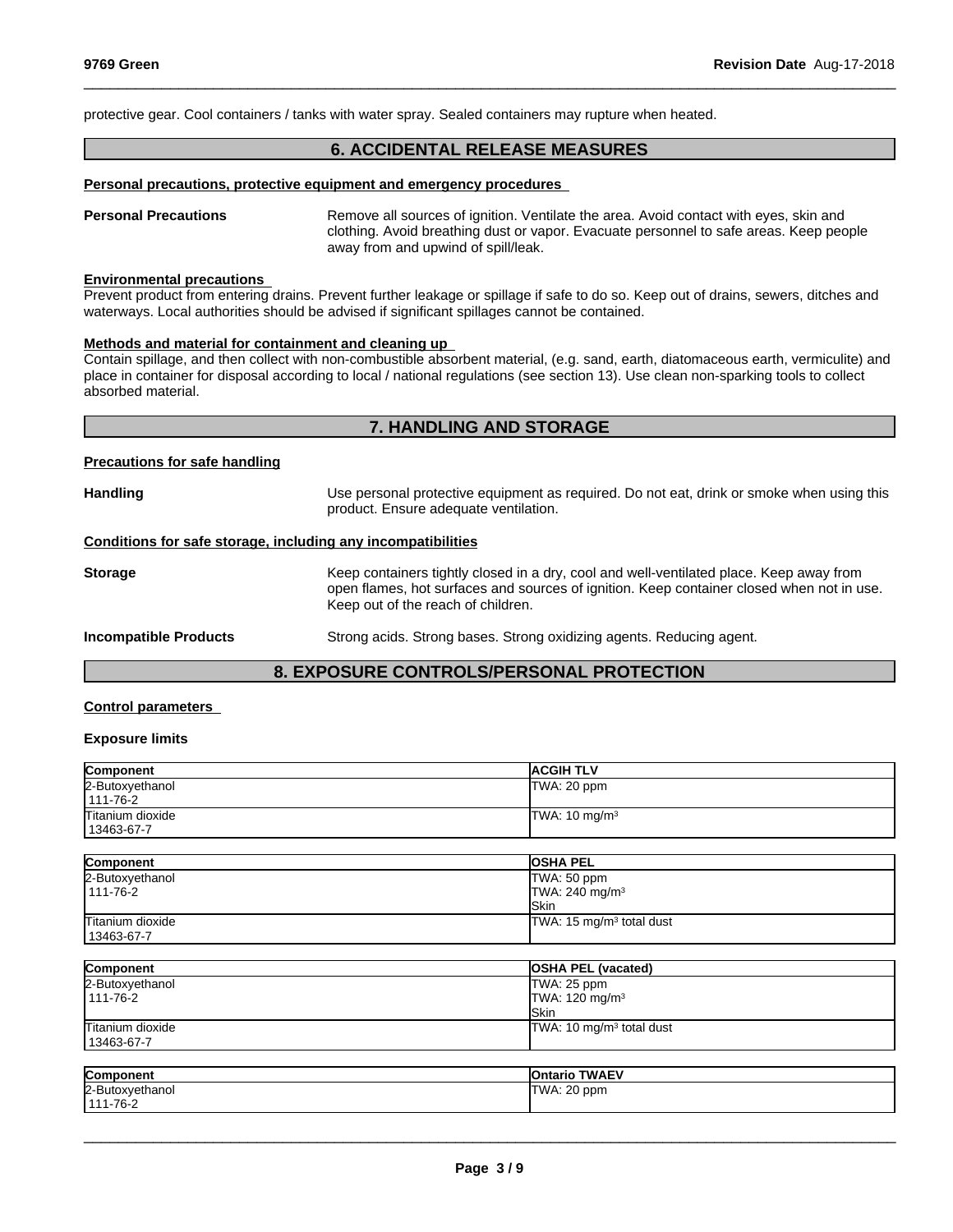protective gear. Cool containers / tanks with water spray. Sealed containers may rupture when heated.

## 6. ACCIDENTAL RELEASE MEASURES

**Personal precautions, protective equipment and emergency procedures**

**Personal Precautions** Remove all sources of ignition. Ventilate the area. Avoid contact with eyes, skin and clothing. Avoid breathing dust or vapor. Evacuate personnel to safe areas. Keep people away from and upwind of spill/leak.

**Environmental precautions**

Prevent product from entering drains. Prevent further leakage or spillage if safe to do so. Keep out of drains, sewers, ditches and waterways. Local authorities should be advised if significant spillages cannot be contained.

**Methods and material for containment and cleaning up**

Contain spillage, and then collect with non-combustible absorbent material, (e.g. sand, earth, diatomaceous earth, vermiculite) and place in container for disposal according to local / national regulations (see section 13). Use clean non-sparking tools to collect absorbed material.

## 7. HANDLING AND STORAGE

**Precautions for safe handling**

**Handling** Use personal protective equipment as required. Do not eat, drink or smoke when using this product. Ensure adequate ventilation.

**Conditions for safe storage, including any incompatibilities**

**Storage** Keep containers tightly closed in a dry, cool and well-ventilated place. Keep away from open flames, hot surfaces and sources of ignition. Keep container closed when not in use. Keep out of the reach of children.

**Incompatible Products** Strong acids. Strong bases. Strong oxidizing agents. Reducing agent.

## 8. EXPOSURE CONTROLS/PERSONAL PROTECTION

**Control parameters**

**Exposure limits**

| Component | ACGIH TLV |
|---|---|
| 2-Butoxyethanol<br>111-76-2 | TWA: 20 ppm |
| Titanium dioxide<br>13463-67-7 | TWA: 10 mg/m³ |

| Component | OSHA PEL |
|---|---|
| 2-Butoxyethanol<br>111-76-2 | TWA: 50 ppm<br>TWA: 240 mg/m³<br>Skin |
| Titanium dioxide<br>13463-67-7 | TWA: 15 mg/m³ total dust |

| Component | OSHA PEL (vacated) |
|---|---|
| 2-Butoxyethanol<br>111-76-2 | TWA: 25 ppm<br>TWA: 120 mg/m³<br>Skin |
| Titanium dioxide<br>13463-67-7 | TWA: 10 mg/m³ total dust |

| Component | Ontario TWAEV |
|---|---|
| 2-Butoxyethanol<br>111-76-2 | TWA: 20 ppm |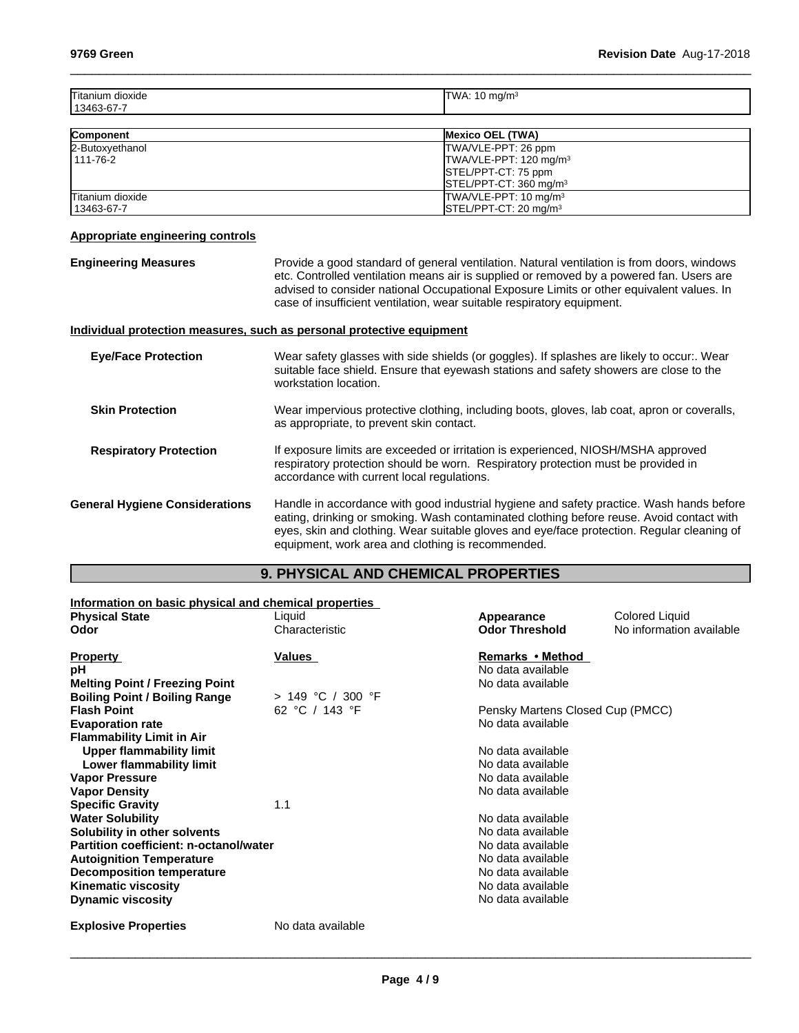| Titanium dioxide<br>13463-67-7 | TWA: 10 mg/m³ |
|---|---|

| Component | Mexico OEL (TWA) |
|---|---|
| 2-Butoxyethanol<br>111-76-2 | TWA/VLE-PPT: 26 ppm<br>TWA/VLE-PPT: 120 mg/m³<br>STEL/PPT-CT: 75 ppm<br>STEL/PPT-CT: 360 mg/m³ |
| Titanium dioxide<br>13463-67-7 | TWA/VLE-PPT: 10 mg/m³<br>STEL/PPT-CT: 20 mg/m³ |

**Appropriate engineering controls**

**Engineering Measures** Provide a good standard of general ventilation. Natural ventilation is from doors, windows etc. Controlled ventilation means air is supplied or removed by a powered fan. Users are advised to consider national Occupational Exposure Limits or other equivalent values. In case of insufficient ventilation, wear suitable respiratory equipment.

**Individual protection measures, such as personal protective equipment**

**Eye/Face Protection** Wear safety glasses with side shields (or goggles). If splashes are likely to occur:. Wear suitable face shield. Ensure that eyewash stations and safety showers are close to the workstation location.

**Skin Protection** Wear impervious protective clothing, including boots, gloves, lab coat, apron or coveralls, as appropriate, to prevent skin contact.

**Respiratory Protection** If exposure limits are exceeded or irritation is experienced, NIOSH/MSHA approved respiratory protection should be worn. Respiratory protection must be provided in accordance with current local regulations.

**General Hygiene Considerations** Handle in accordance with good industrial hygiene and safety practice. Wash hands before eating, drinking or smoking. Wash contaminated clothing before reuse. Avoid contact with eyes, skin and clothing. Wear suitable gloves and eye/face protection. Regular cleaning of equipment, work area and clothing is recommended.

## 9. PHYSICAL AND CHEMICAL PROPERTIES

**Information on basic physical and chemical properties**

| | | | |
|---|---|---|---|
| **Physical State** | Liquid | **Appearance** | Colored Liquid |
| **Odor** | Characteristic | **Odor Threshold** | No information available |

| **Property** | **Values** | **Remarks • Method** |
|---|---|---|
| **pH** | | No data available |
| **Melting Point / Freezing Point** | | No data available |
| **Boiling Point / Boiling Range** | > 149 °C / 300 °F | |
| **Flash Point** | 62 °C / 143 °F | Pensky Martens Closed Cup (PMCC) |
| **Evaporation rate** | | No data available |
| **Flammability Limit in Air** | | |
| **Upper flammability limit** | | No data available |
| **Lower flammability limit** | | No data available |
| **Vapor Pressure** | | No data available |
| **Vapor Density** | | No data available |
| **Specific Gravity** | 1.1 | |
| **Water Solubility** | | No data available |
| **Solubility in other solvents** | | No data available |
| **Partition coefficient: n-octanol/water** | | No data available |
| **Autoignition Temperature** | | No data available |
| **Decomposition temperature** | | No data available |
| **Kinematic viscosity** | | No data available |
| **Dynamic viscosity** | | No data available |

**Explosive Properties** No data available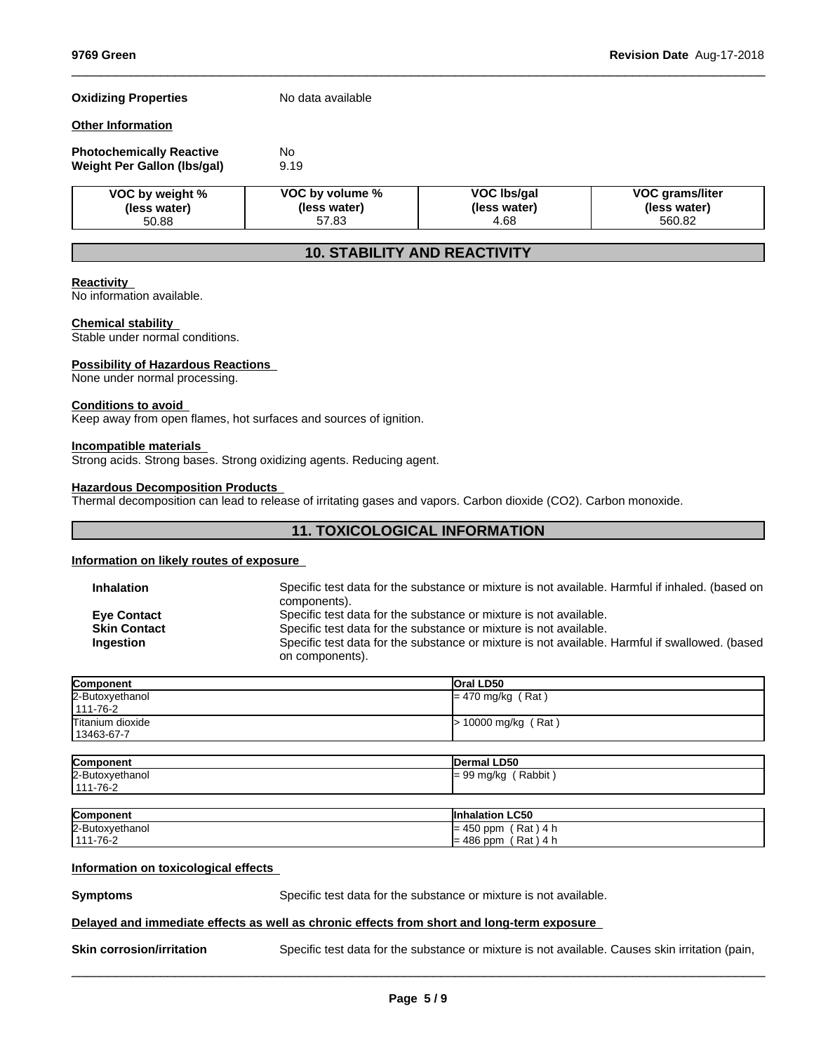**Oxidizing Properties** No data available

**Other Information**

**Photochemically Reactive** No
**Weight Per Gallon (lbs/gal)** 9.19

| VOC by weight % (less water) | VOC by volume % (less water) | VOC lbs/gal (less water) | VOC grams/liter (less water) |
|---|---|---|---|
| 50.88 | 57.83 | 4.68 | 560.82 |

## 10. STABILITY AND REACTIVITY

**Reactivity**
No information available.

**Chemical stability**
Stable under normal conditions.

**Possibility of Hazardous Reactions**
None under normal processing.

**Conditions to avoid**
Keep away from open flames, hot surfaces and sources of ignition.

**Incompatible materials**
Strong acids. Strong bases. Strong oxidizing agents. Reducing agent.

**Hazardous Decomposition Products**
Thermal decomposition can lead to release of irritating gases and vapors. Carbon dioxide ($CO_2$). Carbon monoxide.

## 11. TOXICOLOGICAL INFORMATION

**Information on likely routes of exposure**

**Inhalation** Specific test data for the substance or mixture is not available. Harmful if inhaled. (based on components).
**Eye Contact** Specific test data for the substance or mixture is not available.
**Skin Contact** Specific test data for the substance or mixture is not available.
**Ingestion** Specific test data for the substance or mixture is not available. Harmful if swallowed. (based on components).

| Component | Oral LD50 |
|---|---|
| 2-Butoxyethanol<br>111-76-2 | = 470 mg/kg ( Rat ) |
| Titanium dioxide<br>13463-67-7 | > 10000 mg/kg ( Rat ) |

| Component | Dermal LD50 |
|---|---|
| 2-Butoxyethanol<br>111-76-2 | = 99 mg/kg ( Rabbit ) |

| Component | Inhalation LC50 |
|---|---|
| 2-Butoxyethanol<br>111-76-2 | = 450 ppm ( Rat ) 4 h<br>= 486 ppm ( Rat ) 4 h |

**Information on toxicological effects**

**Symptoms** Specific test data for the substance or mixture is not available.

**Delayed and immediate effects as well as chronic effects from short and long-term exposure**

**Skin corrosion/irritation** Specific test data for the substance or mixture is not available. Causes skin irritation (pain,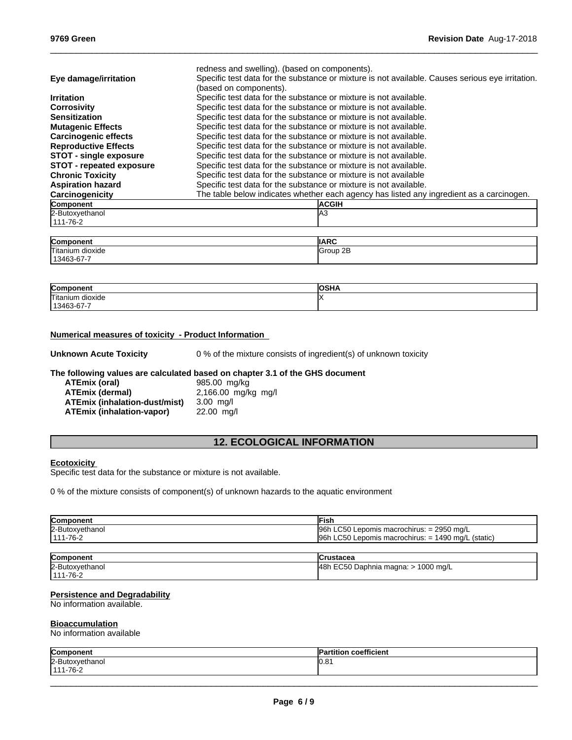| | |
|---|---|
| | redness and swelling). (based on components). |
| **Eye damage/irritation** | Specific test data for the substance or mixture is not available. Causes serious eye irritation. (based on components). |
| **Irritation** | Specific test data for the substance or mixture is not available. |
| **Corrosivity** | Specific test data for the substance or mixture is not available. |
| **Sensitization** | Specific test data for the substance or mixture is not available. |
| **Mutagenic Effects** | Specific test data for the substance or mixture is not available. |
| **Carcinogenic effects** | Specific test data for the substance or mixture is not available. |
| **Reproductive Effects** | Specific test data for the substance or mixture is not available. |
| **STOT - single exposure** | Specific test data for the substance or mixture is not available. |
| **STOT - repeated exposure** | Specific test data for the substance or mixture is not available. |
| **Chronic Toxicity** | Specific test data for the substance or mixture is not available |
| **Aspiration hazard** | Specific test data for the substance or mixture is not available. |
| **Carcinogenicity** | The table below indicates whether each agency has listed any ingredient as a carcinogen. |

| Component | ACGIH |
|---|---|
| 2-Butoxyethanol<br>111-76-2 | A3 |

| Component | IARC |
|---|---|
| Titanium dioxide<br>13463-67-7 | Group 2B |

| Component | OSHA |
|---|---|
| Titanium dioxide<br>13463-67-7 | X |

**Numerical measures of toxicity - Product Information**

**Unknown Acute Toxicity** 0 % of the mixture consists of ingredient(s) of unknown toxicity

**The following values are calculated based on chapter 3.1 of the GHS document**

| | |
|---|---|
| **ATEmix (oral)** | 985.00 mg/kg |
| **ATEmix (dermal)** | 2,166.00 mg/kg mg/l |
| **ATEmix (inhalation-dust/mist)** | 3.00 mg/l |
| **ATEmix (inhalation-vapor)** | 22.00 mg/l |

## 12. ECOLOGICAL INFORMATION

**Ecotoxicity**

Specific test data for the substance or mixture is not available.

0 % of the mixture consists of component(s) of unknown hazards to the aquatic environment

| Component | Fish |
|---|---|
| 2-Butoxyethanol<br>111-76-2 | 96h LC50 Lepomis macrochirus: = 2950 mg/L<br>96h LC50 Lepomis macrochirus: = 1490 mg/L (static) |

| Component | Crustacea |
|---|---|
| 2-Butoxyethanol<br>111-76-2 | 48h EC50 Daphnia magna: > 1000 mg/L |

**Persistence and Degradability**

No information available.

**Bioaccumulation**

No information available

| Component | Partition coefficient |
|---|---|
| 2-Butoxyethanol<br>111-76-2 | 0.81 |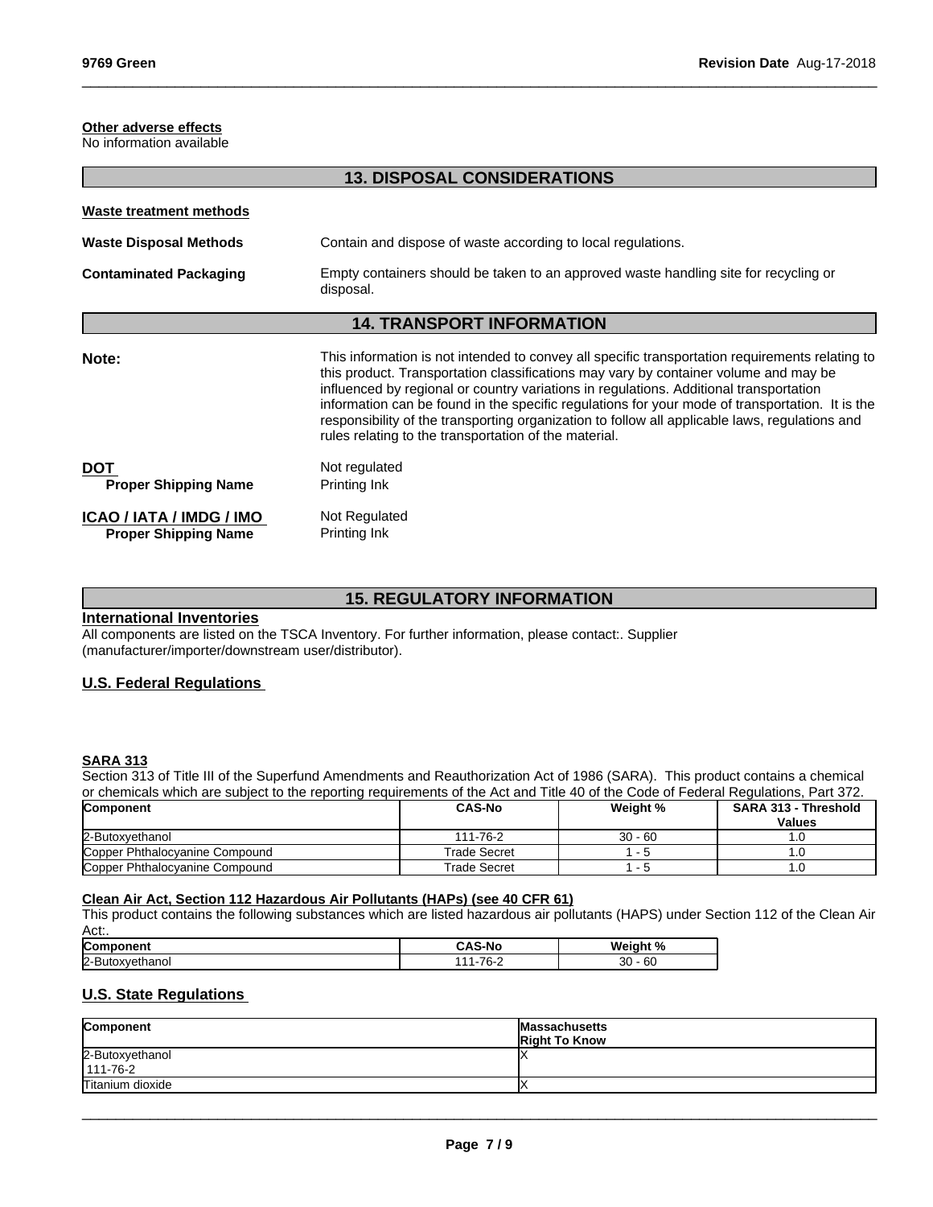**Other adverse effects**
No information available

## 13. DISPOSAL CONSIDERATIONS

**Waste treatment methods**

**Waste Disposal Methods** Contain and dispose of waste according to local regulations.

**Contaminated Packaging** Empty containers should be taken to an approved waste handling site for recycling or disposal.

## 14. TRANSPORT INFORMATION

**Note:** This information is not intended to convey all specific transportation requirements relating to this product. Transportation classifications may vary by container volume and may be influenced by regional or country variations in regulations. Additional transportation information can be found in the specific regulations for your mode of transportation. It is the responsibility of the transporting organization to follow all applicable laws, regulations and rules relating to the transportation of the material.

**DOT** Not regulated
**Proper Shipping Name** Printing Ink

**ICAO / IATA / IMDG / IMO** Not Regulated
**Proper Shipping Name** Printing Ink

## 15. REGULATORY INFORMATION

**International Inventories**
All components are listed on the TSCA Inventory. For further information, please contact:. Supplier (manufacturer/importer/downstream user/distributor).

**U.S. Federal Regulations**

**SARA 313**
Section 313 of Title III of the Superfund Amendments and Reauthorization Act of 1986 (SARA). This product contains a chemical or chemicals which are subject to the reporting requirements of the Act and Title 40 of the Code of Federal Regulations, Part 372.

| Component | CAS-No | Weight % | SARA 313 - Threshold Values |
|---|---|---|---|
| 2-Butoxyethanol | 111-76-2 | 30 - 60 | 1.0 |
| Copper Phthalocyanine Compound | Trade Secret | 1 - 5 | 1.0 |
| Copper Phthalocyanine Compound | Trade Secret | 1 - 5 | 1.0 |

**Clean Air Act, Section 112 Hazardous Air Pollutants (HAPs) (see 40 CFR 61)**
This product contains the following substances which are listed hazardous air pollutants (HAPS) under Section 112 of the Clean Air Act:.

| Component | CAS-No | Weight % |
|---|---|---|
| 2-Butoxyethanol | 111-76-2 | 30 - 60 |

**U.S. State Regulations**

| Component | Massachusetts Right To Know |
|---|---|
| 2-Butoxyethanol 111-76-2 | X |
| Titanium dioxide | X |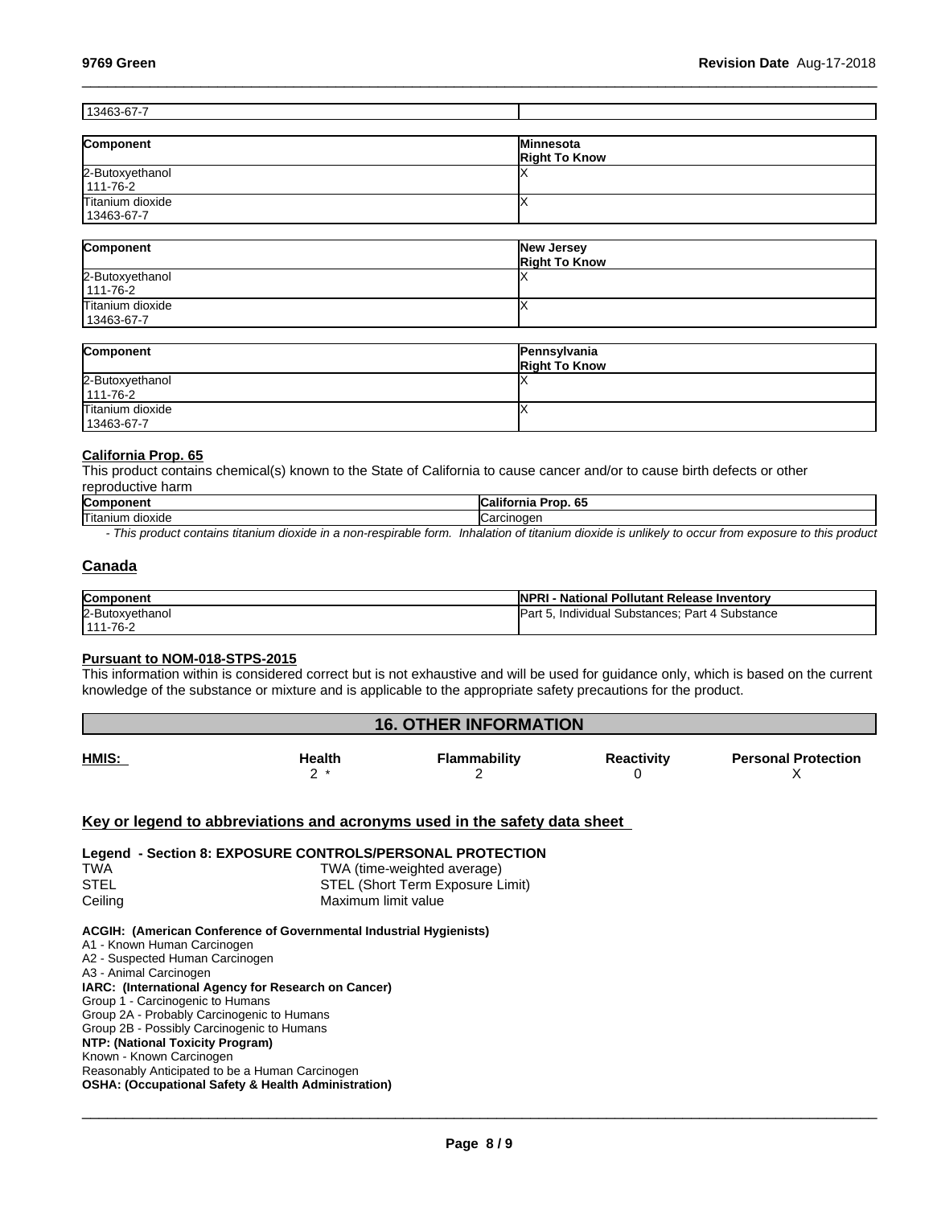| 13463-67-7 | |
|---|---|

| Component | Minnesota Right To Know |
|---|---|
| 2-Butoxyethanol 111-76-2 | X |
| Titanium dioxide 13463-67-7 | X |

| Component | New Jersey Right To Know |
|---|---|
| 2-Butoxyethanol 111-76-2 | X |
| Titanium dioxide 13463-67-7 | X |

| Component | Pennsylvania Right To Know |
|---|---|
| 2-Butoxyethanol 111-76-2 | X |
| Titanium dioxide 13463-67-7 | X |

### California Prop. 65

This product contains chemical(s) known to the State of California to cause cancer and/or to cause birth defects or other reproductive harm

| Component | California Prop. 65 |
|---|---|
| Titanium dioxide | Carcinogen |

*- This product contains titanium dioxide in a non-respirable form. Inhalation of titanium dioxide is unlikely to occur from exposure to this product*

## Canada

| Component | NPRI - National Pollutant Release Inventory |
|---|---|
| 2-Butoxyethanol 111-76-2 | Part 5, Individual Substances; Part 4 Substance |

### Pursuant to NOM-018-STPS-2015

This information within is considered correct but is not exhaustive and will be used for guidance only, which is based on the current knowledge of the substance or mixture and is applicable to the appropriate safety precautions for the product.

## 16. OTHER INFORMATION

| HMIS: | Health | Flammability | Reactivity | Personal Protection |
|---|---|---|---|---|
| | 2 * | 2 | 0 | X |

### Key or legend to abbreviations and acronyms used in the safety data sheet

**Legend - Section 8: EXPOSURE CONTROLS/PERSONAL PROTECTION**

| | |
|---|---|
| TWA | TWA (time-weighted average) |
| STEL | STEL (Short Term Exposure Limit) |
| Ceiling | Maximum limit value |

**ACGIH: (American Conference of Governmental Industrial Hygienists)**
A1 - Known Human Carcinogen
A2 - Suspected Human Carcinogen
A3 - Animal Carcinogen
**IARC: (International Agency for Research on Cancer)**
Group 1 - Carcinogenic to Humans
Group 2A - Probably Carcinogenic to Humans
Group 2B - Possibly Carcinogenic to Humans
**NTP: (National Toxicity Program)**
Known - Known Carcinogen
Reasonably Anticipated to be a Human Carcinogen
**OSHA: (Occupational Safety & Health Administration)**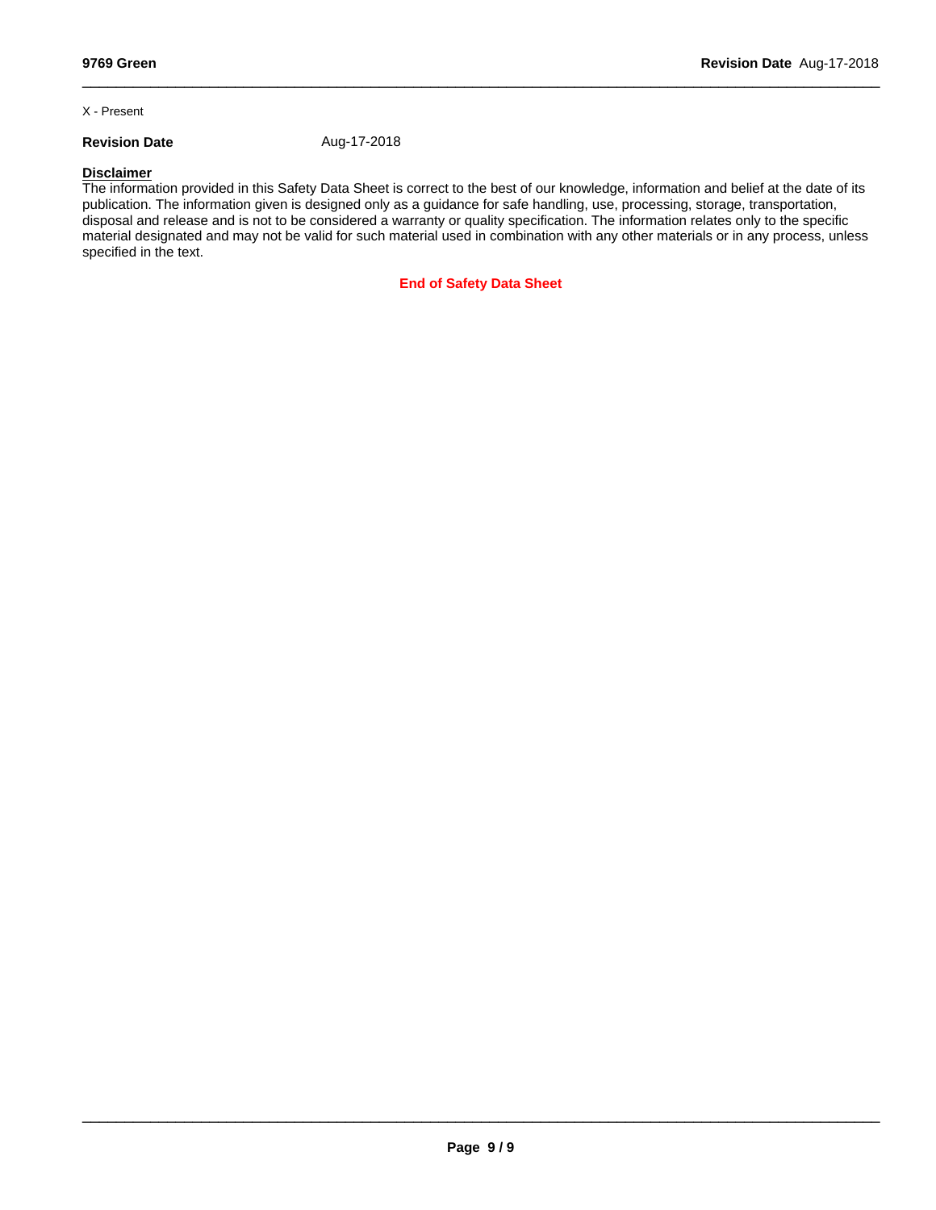X - Present

**Revision Date** Aug-17-2018

**Disclaimer**

The information provided in this Safety Data Sheet is correct to the best of our knowledge, information and belief at the date of its publication. The information given is designed only as a guidance for safe handling, use, processing, storage, transportation, disposal and release and is not to be considered a warranty or quality specification. The information relates only to the specific material designated and may not be valid for such material used in combination with any other materials or in any process, unless specified in the text.

**End of Safety Data Sheet**